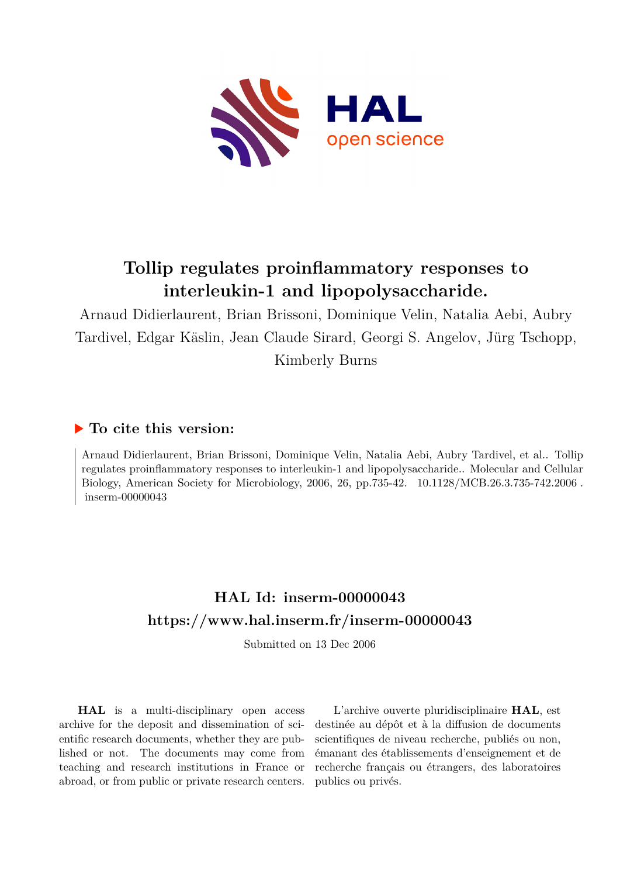# Tollip regulates proinflammatory responses to interleukin-1 and lipopolysaccharide.

Arnaud Didierlaurent, Brian Brissoni, Dominique Velin, Natalia Aebi, Aubry Tardivel, Edgar Käslin, Jean Claude Sirard, Georgi S. Angelov, Jürg Tschopp, Kimberly Burns

## ▶ To cite this version:

Arnaud Didierlaurent, Brian Brissoni, Dominique Velin, Natalia Aebi, Aubry Tardivel, et al.. Tollip regulates proinflammatory responses to interleukin-1 and lipopolysaccharide.. Molecular and Cellular Biology, American Society for Microbiology, 2006, 26, pp.735-42. 10.1128/MCB.26.3.735-742.2006 . inserm-00000043

## HAL Id: inserm-00000043

## https://www.hal.inserm.fr/inserm-00000043

Submitted on 13 Dec 2006

**HAL** is a multi-disciplinary open access archive for the deposit and dissemination of scientific research documents, whether they are published or not. The documents may come from teaching and research institutions in France or abroad, or from public or private research centers.

L'archive ouverte pluridisciplinaire **HAL**, est destinée au dépôt et à la diffusion de documents scientifiques de niveau recherche, publiés ou non, émanant des établissements d'enseignement et de recherche français ou étrangers, des laboratoires publics ou privés.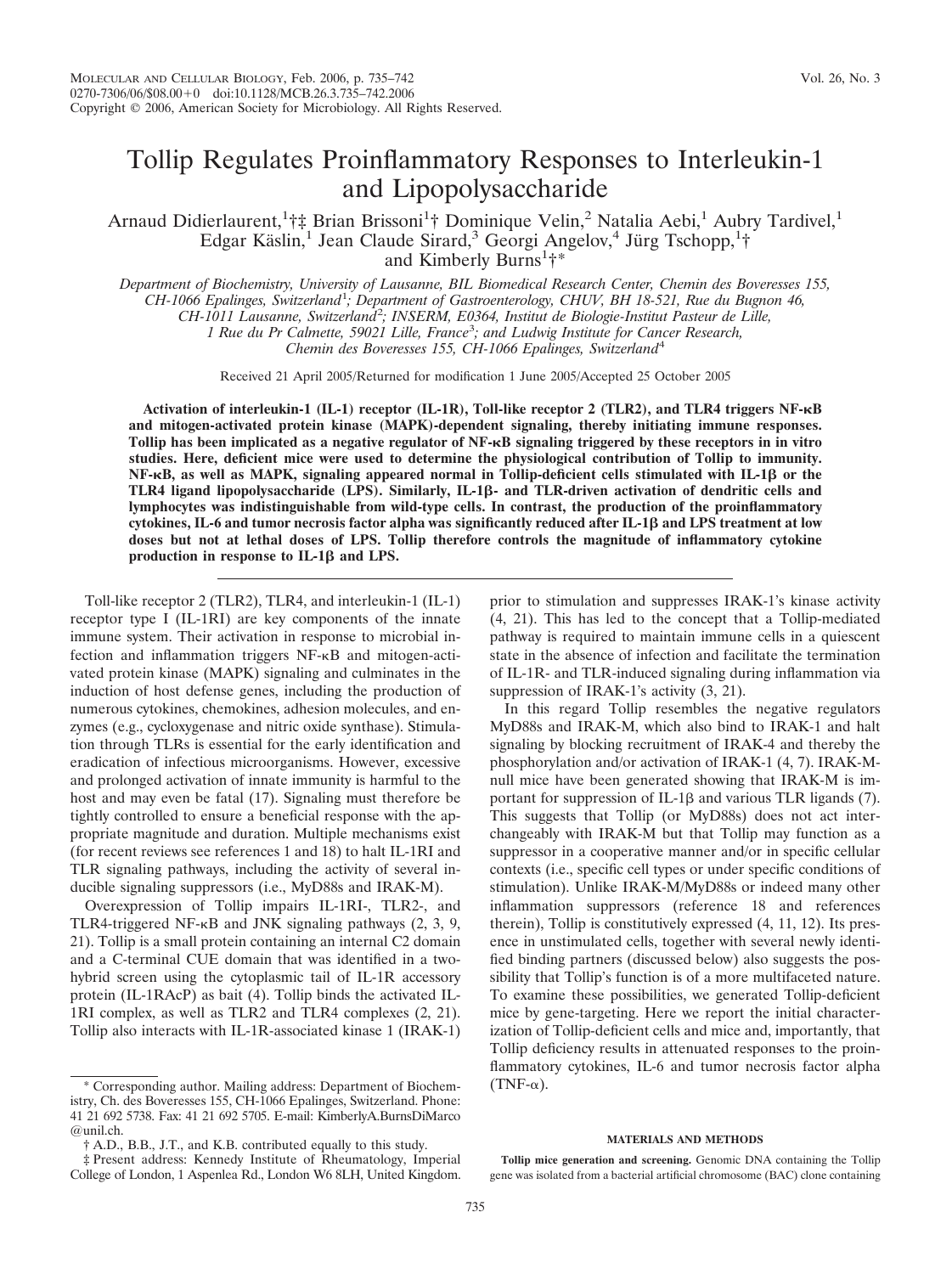# Tollip Regulates Proinflammatory Responses to Interleukin-1 and Lipopolysaccharide

Arnaud Didierlaurent,[1]†‡ Brian Brissoni[1]† Dominique Velin,[2] Natalia Aebi,[1] Aubry Tardivel,[1] Edgar Käslin,[1] Jean Claude Sirard,[3] Georgi Angelov,[4] Jürg Tschopp,[1]† and Kimberly Burns[1]†*

*Department of Biochemistry, University of Lausanne, BIL Biomedical Research Center, Chemin des Boveresses 155, CH-1066 Epalinges, Switzerland*[1]*; Department of Gastroenterology, CHUV, BH 18-521, Rue du Bugnon 46, CH-1011 Lausanne, Switzerland*[2]*; INSERM, E0364, Institut de Biologie-Institut Pasteur de Lille, 1 Rue du Pr Calmette, 59021 Lille, France*[3]*; and Ludwig Institute for Cancer Research, Chemin des Boveresses 155, CH-1066 Epalinges, Switzerland*[4]

Received 21 April 2005/Returned for modification 1 June 2005/Accepted 25 October 2005

**Activation of interleukin-1 (IL-1) receptor (IL-1R), Toll-like receptor 2 (TLR2), and TLR4 triggers NF-κB and mitogen-activated protein kinase (MAPK)-dependent signaling, thereby initiating immune responses. Tollip has been implicated as a negative regulator of NF-κB signaling triggered by these receptors in in vitro studies. Here, deficient mice were used to determine the physiological contribution of Tollip to immunity. NF-κB, as well as MAPK, signaling appeared normal in Tollip-deficient cells stimulated with IL-1β or the TLR4 ligand lipopolysaccharide (LPS). Similarly, IL-1β- and TLR-driven activation of dendritic cells and lymphocytes was indistinguishable from wild-type cells. In contrast, the production of the proinflammatory cytokines, IL-6 and tumor necrosis factor alpha was significantly reduced after IL-1β and LPS treatment at low doses but not at lethal doses of LPS. Tollip therefore controls the magnitude of inflammatory cytokine production in response to IL-1β and LPS.**

Toll-like receptor 2 (TLR2), TLR4, and interleukin-1 (IL-1) receptor type I (IL-1RI) are key components of the innate immune system. Their activation in response to microbial infection and inflammation triggers NF-κB and mitogen-activated protein kinase (MAPK) signaling and culminates in the induction of host defense genes, including the production of numerous cytokines, chemokines, adhesion molecules, and enzymes (e.g., cycloxygenase and nitric oxide synthase). Stimulation through TLRs is essential for the early identification and eradication of infectious microorganisms. However, excessive and prolonged activation of innate immunity is harmful to the host and may even be fatal (17). Signaling must therefore be tightly controlled to ensure a beneficial response with the appropriate magnitude and duration. Multiple mechanisms exist (for recent reviews see references 1 and 18) to halt IL-1RI and TLR signaling pathways, including the activity of several inducible signaling suppressors (i.e., MyD88s and IRAK-M).

Overexpression of Tollip impairs IL-1RI-, TLR2-, and TLR4-triggered NF-κB and JNK signaling pathways (2, 3, 9, 21). Tollip is a small protein containing an internal C2 domain and a C-terminal CUE domain that was identified in a two-hybrid screen using the cytoplasmic tail of IL-1R accessory protein (IL-1RAcP) as bait (4). Tollip binds the activated IL-1RI complex, as well as TLR2 and TLR4 complexes (2, 21). Tollip also interacts with IL-1R-associated kinase 1 (IRAK-1) prior to stimulation and suppresses IRAK-1's kinase activity (4, 21). This has led to the concept that a Tollip-mediated pathway is required to maintain immune cells in a quiescent state in the absence of infection and facilitate the termination of IL-1R- and TLR-induced signaling during inflammation via suppression of IRAK-1's activity (3, 21).

In this regard Tollip resembles the negative regulators MyD88s and IRAK-M, which also bind to IRAK-1 and halt signaling by blocking recruitment of IRAK-4 and thereby the phosphorylation and/or activation of IRAK-1 (4, 7). IRAK-M-null mice have been generated showing that IRAK-M is important for suppression of IL-1β and various TLR ligands (7). This suggests that Tollip (or MyD88s) does not act interchangeably with IRAK-M but that Tollip may function as a suppressor in a cooperative manner and/or in specific cellular contexts (i.e., specific cell types or under specific conditions of stimulation). Unlike IRAK-M/MyD88s or indeed many other inflammation suppressors (reference 18 and references therein), Tollip is constitutively expressed (4, 11, 12). Its presence in unstimulated cells, together with several newly identified binding partners (discussed below) also suggests the possibility that Tollip's function is of a more multifaceted nature. To examine these possibilities, we generated Tollip-deficient mice by gene-targeting. Here we report the initial characterization of Tollip-deficient cells and mice and, importantly, that Tollip deficiency results in attenuated responses to the proinflammatory cytokines, IL-6 and tumor necrosis factor alpha (TNF-α).

## MATERIALS AND METHODS

**Tollip mice generation and screening.** Genomic DNA containing the Tollip gene was isolated from a bacterial artificial chromosome (BAC) clone containing

* Corresponding author. Mailing address: Department of Biochemistry, Ch. des Boveresses 155, CH-1066 Epalinges, Switzerland. Phone: 41 21 692 5738. Fax: 41 21 692 5705. E-mail: KimberlyA.BurnsDiMarco@unil.ch.

† A.D., B.B., J.T., and K.B. contributed equally to this study.

‡ Present address: Kennedy Institute of Rheumatology, Imperial College of London, 1 Aspenlea Rd., London W6 8LH, United Kingdom.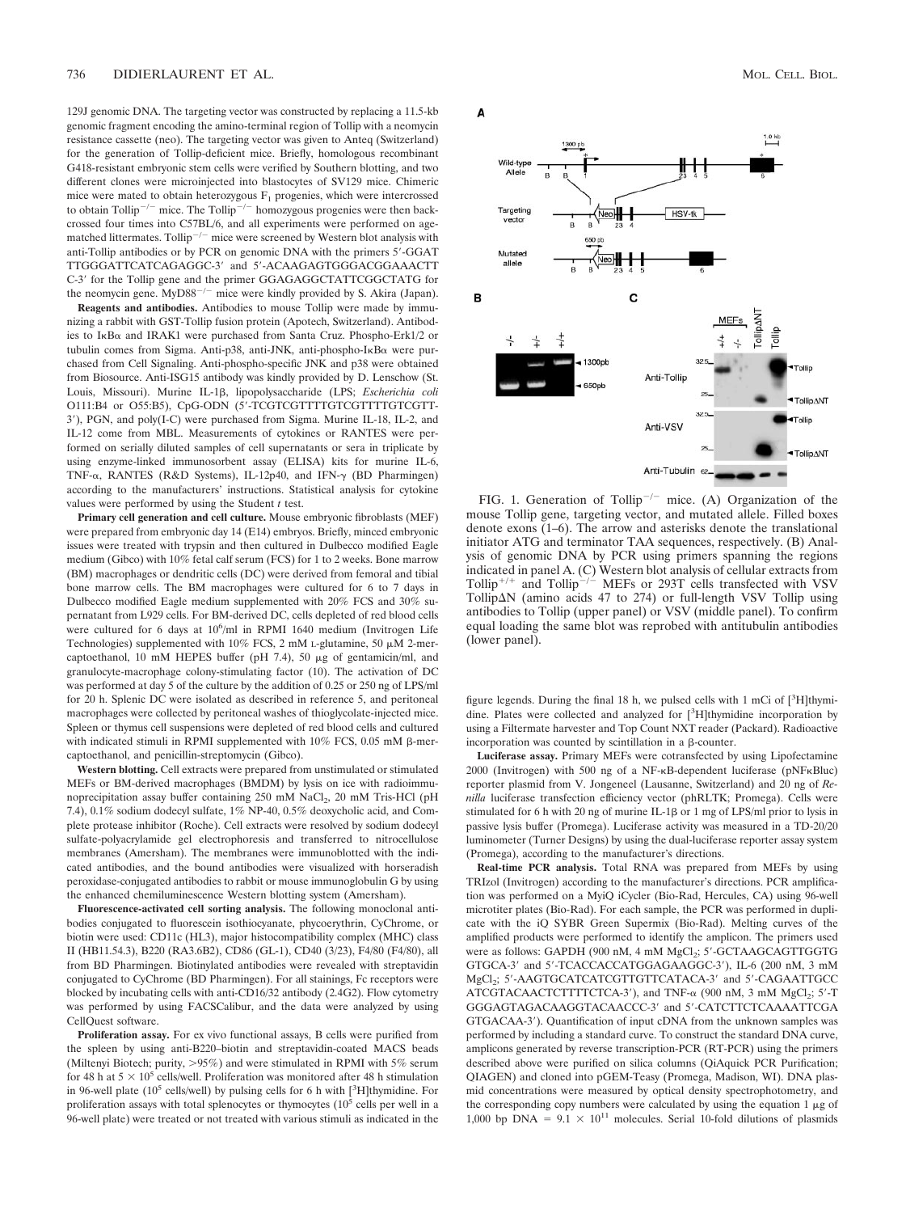129J genomic DNA. The targeting vector was constructed by replacing a 11.5-kb genomic fragment encoding the amino-terminal region of Tollip with a neomycin resistance cassette (neo). The targeting vector was given to Anteq (Switzerland) for the generation of Tollip-deficient mice. Briefly, homologous recombinant G418-resistant embryonic stem cells were verified by Southern blotting, and two different clones were microinjected into blastocytes of SV129 mice. Chimeric mice were mated to obtain heterozygous $F_1$ progenies, which were intercrossed to obtain Tollip$^{-/-}$ mice. The Tollip$^{-/-}$ homozygous progenies were then backcrossed four times into C57BL/6, and all experiments were performed on age-matched littermates. Tollip$^{-/-}$ mice were screened by Western blot analysis with anti-Tollip antibodies or by PCR on genomic DNA with the primers 5′-GGAT TTGGGATTCATCAGAGGC-3′ and 5′-ACAAGAGTGGGACGGAAACTT C-3′ for the Tollip gene and the primer GGAGAGGCTATTCGGCTATG for the neomycin gene. MyD88$^{-/-}$ mice were kindly provided by S. Akira (Japan).

**Reagents and antibodies.** Antibodies to mouse Tollip were made by immunizing a rabbit with GST-Tollip fusion protein (Apotech, Switzerland). Antibodies to IκBα and IRAK1 were purchased from Santa Cruz. Phospho-Erk1/2 or tubulin comes from Sigma. Anti-p38, anti-JNK, anti-phospho-IκBα were purchased from Cell Signaling. Anti-phospho-specific JNK and p38 were obtained from Biosource. Anti-ISG15 antibody was kindly provided by D. Lenschow (St. Louis, Missouri). Murine IL-1β, lipopolysaccharide (LPS; *Escherichia coli* O111:B4 or O55:B5), CpG-ODN (5′-TCGTCGTTTTGTCGTTTTGTCGTT-3′), PGN, and poly(I-C) were purchased from Sigma. Murine IL-18, IL-2, and IL-12 come from MBL. Measurements of cytokines or RANTES were performed on serially diluted samples of cell supernatants or sera in triplicate by using enzyme-linked immunosorbent assay (ELISA) kits for murine IL-6, TNF-α, RANTES (R&D Systems), IL-12p40, and IFN-γ (BD Pharmingen) according to the manufacturers' instructions. Statistical analysis for cytokine values were performed by using the Student *t* test.

**Primary cell generation and cell culture.** Mouse embryonic fibroblasts (MEF) were prepared from embryonic day 14 (E14) embryos. Briefly, minced embryonic issues were treated with trypsin and then cultured in Dulbecco modified Eagle medium (Gibco) with 10% fetal calf serum (FCS) for 1 to 2 weeks. Bone marrow (BM) macrophages or dendritic cells (DC) were derived from femoral and tibial bone marrow cells. The BM macrophages were cultured for 6 to 7 days in Dulbecco modified Eagle medium supplemented with 20% FCS and 30% supernatant from L929 cells. For BM-derived DC, cells depleted of red blood cells were cultured for 6 days at $10^6$/ml in RPMI 1640 medium (Invitrogen Life Technologies) supplemented with 10% FCS, 2 mM L-glutamine, 50 μM 2-mercaptoethanol, 10 mM HEPES buffer (pH 7.4), 50 μg of gentamicin/ml, and granulocyte-macrophage colony-stimulating factor (10). The activation of DC was performed at day 5 of the culture by the addition of 0.25 or 250 ng of LPS/ml for 20 h. Splenic DC were isolated as described in reference 5, and peritoneal macrophages were collected by peritoneal washes of thioglycolate-injected mice. Spleen or thymus cell suspensions were depleted of red blood cells and cultured with indicated stimuli in RPMI supplemented with 10% FCS, 0.05 mM β-mercaptoethanol, and penicillin-streptomycin (Gibco).

**Western blotting.** Cell extracts were prepared from unstimulated or stimulated MEFs or BM-derived macrophages (BMDM) by lysis on ice with radioimmunoprecipitation assay buffer containing 250 mM NaCl, 20 mM Tris-HCl (pH 7.4), 0.1% sodium dodecyl sulfate, 1% NP-40, 0.5% deoxycholic acid, and Complete protease inhibitor (Roche). Cell extracts were resolved by sodium dodecyl sulfate-polyacrylamide gel electrophoresis and transferred to nitrocellulose membranes (Amersham). The membranes were immunoblotted with the indicated antibodies, and the bound antibodies were visualized with horseradish peroxidase-conjugated antibodies to rabbit or mouse immunoglobulin G by using the enhanced chemiluminescence Western blotting system (Amersham).

**Fluorescence-activated cell sorting analysis.** The following monoclonal antibodies conjugated to fluorescein isothiocyanate, phycoerythrin, CyChrome, or biotin were used: CD11c (HL3), major histocompatibility complex (MHC) class II (HB11.54.3), B220 (RA3.6B2), CD86 (GL-1), CD40 (3/23), F4/80 (F4/80), all from BD Pharmingen. Biotinylated antibodies were revealed with streptavidin conjugated to CyChrome (BD Pharmingen). For all stainings, Fc receptors were blocked by incubating cells with anti-CD16/32 antibody (2.4G2). Flow cytometry was performed by using FACSCalibur, and the data were analyzed by using CellQuest software.

**Proliferation assay.** For ex vivo functional assays, B cells were purified from the spleen by using anti-B220–biotin and streptavidin-coated MACS beads (Miltenyi Biotech; purity, >95%) and were stimulated in RPMI with 5% serum for 48 h at $5 \times 10^5$ cells/well. Proliferation was monitored after 48 h stimulation in 96-well plate ($10^5$ cells/well) by pulsing cells for 6 h with [$^3$H]thymidine. For proliferation assays with total splenocytes or thymocytes ($10^5$ cells per well in a 96-well plate) were treated or not treated with various stimuli as indicated in the figure legends. During the final 18 h, we pulsed cells with 1 mCi of [$^3$H]thymidine. Plates were collected and analyzed for [$^3$H]thymidine incorporation by using a Filtermate harvester and Top Count NXT reader (Packard). Radioactive incorporation was counted by scintillation in a β-counter.

**Luciferase assay.** Primary MEFs were cotransfected by using Lipofectamine 2000 (Invitrogen) with 500 ng of a NF-κB-dependent luciferase (pNFκBluc) reporter plasmid from V. Jongeneel (Lausanne, Switzerland) and 20 ng of *Renilla* luciferase transfection efficiency vector (phRLTK; Promega). Cells were stimulated for 6 h with 20 ng of murine IL-1β or 1 mg of LPS/ml prior to lysis in passive lysis buffer (Promega). Luciferase activity was measured in a TD-20/20 luminometer (Turner Designs) by using the dual-luciferase reporter assay system (Promega), according to the manufacturer's directions.

**Real-time PCR analysis.** Total RNA was prepared from MEFs by using TRIzol (Invitrogen) according to the manufacturer's directions. PCR amplification was performed on a MyiQ iCycler (Bio-Rad, Hercules, CA) using 96-well microtiter plates (Bio-Rad). For each sample, the PCR was performed in duplicate with the iQ SYBR Green Supermix (Bio-Rad). Melting curves of the amplified products were performed to identify the amplicon. The primers used were as follows: GAPDH (900 nM, 4 mM $MgCl_2$; 5′-GCTAAGCAGTTGGTG GTGCA-3′ and 5′-TCACCACCATGGAGAAGGC-3′), IL-6 (200 nM, 3 mM $MgCl_2$; 5′-AAGTGCATCATCGTTGTTCATACA-3′ and 5′-CAGAATTGCC ATCGTACAACTCTTTTCTCA-3′), and TNF-α (900 nM, 3 mM $MgCl_2$; 5′-T GGGAGTAGACAAGGTACAACCC-3′ and 5′-CATCTTCTCAAAATTCGA GTGACAA-3′). Quantification of input cDNA from the unknown samples was performed by including a standard curve. To construct the standard DNA curve, amplicons generated by reverse transcription-PCR (RT-PCR) using the primers described above were purified on silica columns (QiAquick PCR Purification; QIAGEN) and cloned into pGEM-Teasy (Promega, Madison, WI). DNA plasmid concentrations were measured by optical density spectrophotometry, and the corresponding copy numbers were calculated by using the equation 1 μg of 1,000 bp DNA = $9.1 \times 10^{11}$ molecules. Serial 10-fold dilutions of plasmids

FIG. 1. Generation of Tollip$^{-/-}$ mice. (A) Organization of the mouse Tollip gene, targeting vector, and mutated allele. Filled boxes denote exons (1–6). The arrow and asterisks denote the translational initiator ATG and terminator TAA sequences, respectively. (B) Analysis of genomic DNA by PCR using primers spanning the regions indicated in panel A. (C) Western blot analysis of cellular extracts from Tollip$^{+/+}$ and Tollip$^{-/-}$ MEFs or 293T cells transfected with VSV TollipΔN (amino acids 47 to 274) or full-length VSV Tollip using antibodies to Tollip (upper panel) or VSV (middle panel). To confirm equal loading the same blot was reprobed with antitubulin antibodies (lower panel).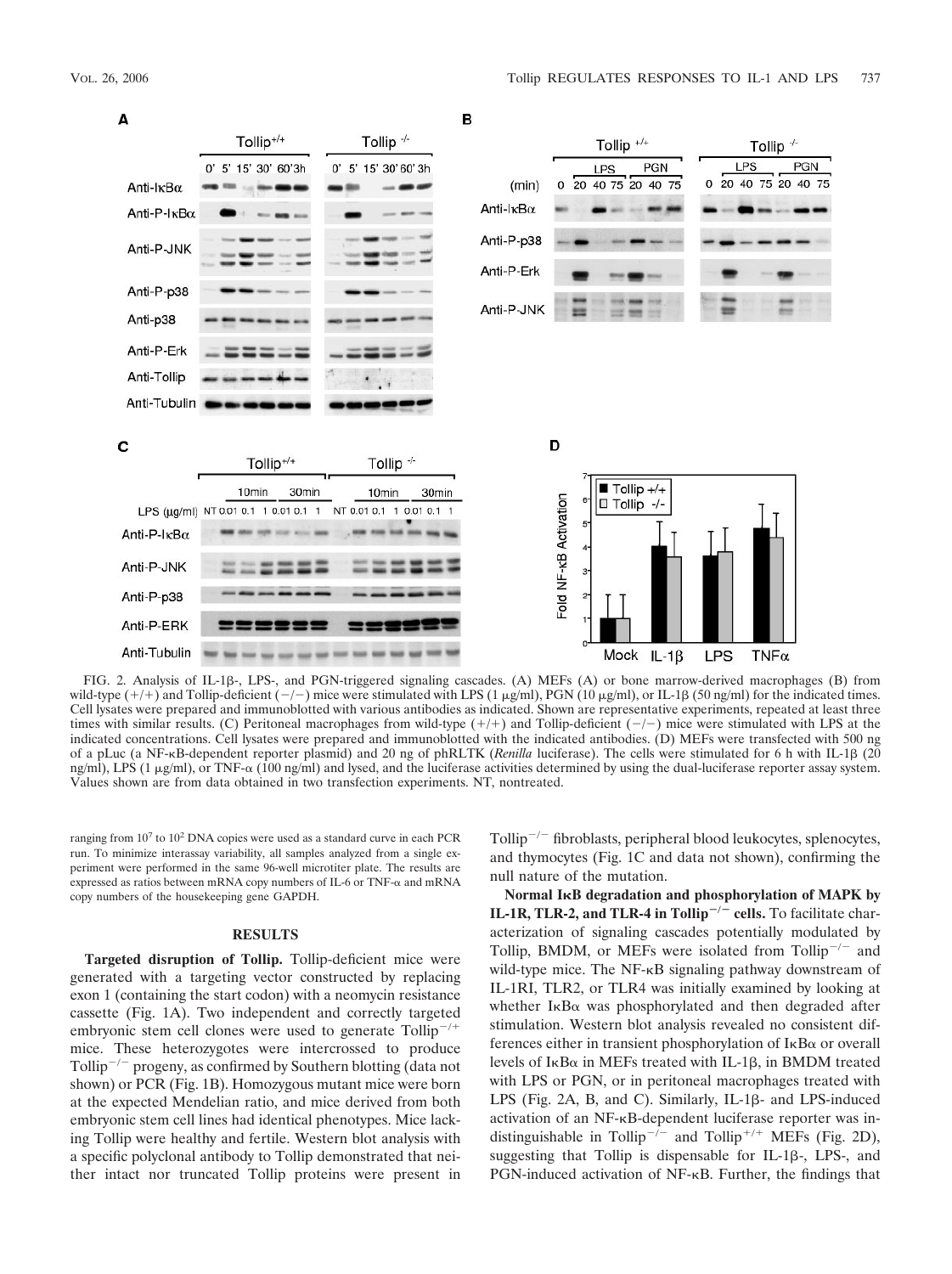FIG. 2. Analysis of IL-1β-, LPS-, and PGN-triggered signaling cascades. (A) MEFs (A) or bone marrow-derived macrophages (B) from wild-type (+/+) and Tollip-deficient (−/−) mice were stimulated with LPS (1 μg/ml), PGN (10 μg/ml), or IL-1β (50 ng/ml) for the indicated times. Cell lysates were prepared and immunoblotted with various antibodies as indicated. Shown are representative experiments, repeated at least three times with similar results. (C) Peritoneal macrophages from wild-type (+/+) and Tollip-deficient (−/−) mice were stimulated with LPS at the indicated concentrations. Cell lysates were prepared and immunoblotted with the indicated antibodies. (D) MEFs were transfected with 500 ng of a pLuc (a NF-κB-dependent reporter plasmid) and 20 ng of phRLTK (*Renilla* luciferase). The cells were stimulated for 6 h with IL-1β (20 ng/ml), LPS (1 μg/ml), or TNF-α (100 ng/ml) and lysed, and the luciferase activities determined by using the dual-luciferase reporter assay system. Values shown are from data obtained in two transfection experiments. NT, nontreated.

ranging from $10^7$ to $10^2$ DNA copies were used as a standard curve in each PCR run. To minimize interassay variability, all samples analyzed from a single experiment were performed in the same 96-well microtiter plate. The results are expressed as ratios between mRNA copy numbers of IL-6 or TNF-α and mRNA copy numbers of the housekeeping gene GAPDH.

## RESULTS

**Targeted disruption of Tollip.** Tollip-deficient mice were generated with a targeting vector constructed by replacing exon 1 (containing the start codon) with a neomycin resistance cassette (Fig. 1A). Two independent and correctly targeted embryonic stem cell clones were used to generate Tollip$^{-/+}$ mice. These heterozygotes were intercrossed to produce Tollip$^{-/-}$ progeny, as confirmed by Southern blotting (data not shown) or PCR (Fig. 1B). Homozygous mutant mice were born at the expected Mendelian ratio, and mice derived from both embryonic stem cell lines had identical phenotypes. Mice lacking Tollip were healthy and fertile. Western blot analysis with a specific polyclonal antibody to Tollip demonstrated that neither intact nor truncated Tollip proteins were present in Tollip$^{-/-}$ fibroblasts, peripheral blood leukocytes, splenocytes, and thymocytes (Fig. 1C and data not shown), confirming the null nature of the mutation.

**Normal IκB degradation and phosphorylation of MAPK by IL-1R, TLR-2, and TLR-4 in Tollip$^{-/-}$ cells.** To facilitate characterization of signaling cascades potentially modulated by Tollip, BMDM, or MEFs were isolated from Tollip$^{-/-}$ and wild-type mice. The NF-κB signaling pathway downstream of IL-1RI, TLR2, or TLR4 was initially examined by looking at whether IκBα was phosphorylated and then degraded after stimulation. Western blot analysis revealed no consistent differences either in transient phosphorylation of IκBα or overall levels of IκBα in MEFs treated with IL-1β, in BMDM treated with LPS or PGN, or in peritoneal macrophages treated with LPS (Fig. 2A, B, and C). Similarly, IL-1β- and LPS-induced activation of an NF-κB-dependent luciferase reporter was indistinguishable in Tollip$^{-/-}$ and Tollip$^{+/+}$ MEFs (Fig. 2D), suggesting that Tollip is dispensable for IL-1β-, LPS-, and PGN-induced activation of NF-κB. Further, the findings that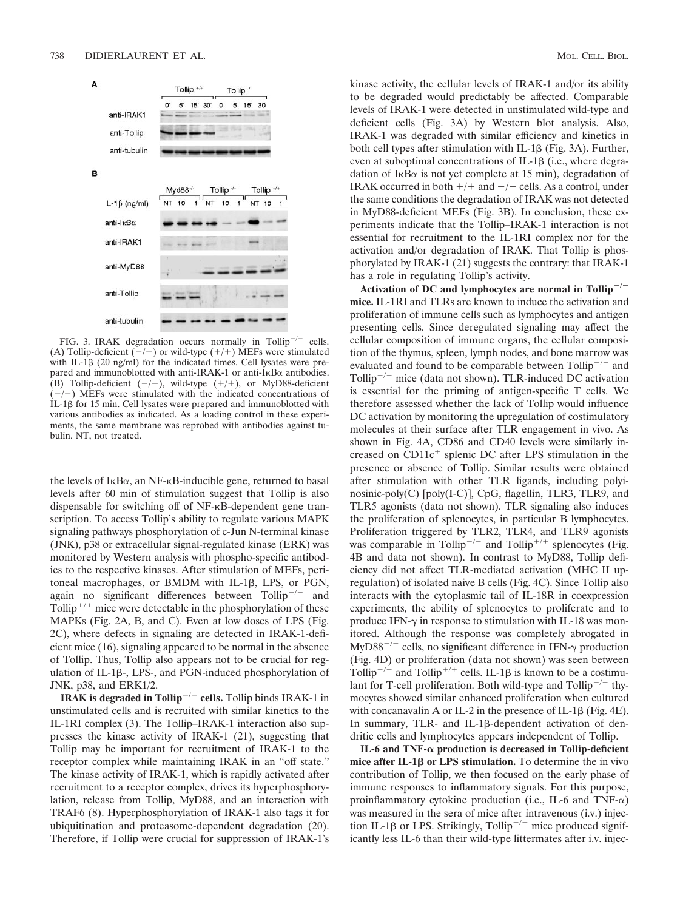FIG. 3. IRAK degradation occurs normally in Tollip$^{-/-}$ cells. (A) Tollip-deficient (−/−) or wild-type (+/+) MEFs were stimulated with IL-1β (20 ng/ml) for the indicated times. Cell lysates were prepared and immunoblotted with anti-IRAK-1 or anti-IκBα antibodies. (B) Tollip-deficient (−/−), wild-type (+/+), or MyD88-deficient (−/−) MEFs were stimulated with the indicated concentrations of IL-1β for 15 min. Cell lysates were prepared and immunoblotted with various antibodies as indicated. As a loading control in these experiments, the same membrane was reprobed with antibodies against tubulin. NT, not treated.

the levels of IκBα, an NF-κB-inducible gene, returned to basal levels after 60 min of stimulation suggest that Tollip is also dispensable for switching off of NF-κB-dependent gene transcription. To access Tollip's ability to regulate various MAPK signaling pathways phosphorylation of c-Jun N-terminal kinase (JNK), p38 or extracellular signal-regulated kinase (ERK) was monitored by Western analysis with phospho-specific antibodies to the respective kinases. After stimulation of MEFs, peritoneal macrophages, or BMDM with IL-1β, LPS, or PGN, again no significant differences between Tollip$^{-/-}$ and Tollip$^{+/+}$ mice were detectable in the phosphorylation of these MAPKs (Fig. 2A, B, and C). Even at low doses of LPS (Fig. 2C), where defects in signaling are detected in IRAK-1-deficient mice (16), signaling appeared to be normal in the absence of Tollip. Thus, Tollip also appears not to be crucial for regulation of IL-1β-, LPS-, and PGN-induced phosphorylation of JNK, p38, and ERK1/2.

**IRAK is degraded in Tollip$^{-/-}$ cells.** Tollip binds IRAK-1 in unstimulated cells and is recruited with similar kinetics to the IL-1RI complex (3). The Tollip–IRAK-1 interaction also suppresses the kinase activity of IRAK-1 (21), suggesting that Tollip may be important for recruitment of IRAK-1 to the receptor complex while maintaining IRAK in an "off state." The kinase activity of IRAK-1, which is rapidly activated after recruitment to a receptor complex, drives its hyperphosphorylation, release from Tollip, MyD88, and an interaction with TRAF6 (8). Hyperphosphorylation of IRAK-1 also tags it for ubiquitination and proteasome-dependent degradation (20). Therefore, if Tollip were crucial for suppression of IRAK-1's kinase activity, the cellular levels of IRAK-1 and/or its ability to be degraded would predictably be affected. Comparable levels of IRAK-1 were detected in unstimulated wild-type and deficient cells (Fig. 3A) by Western blot analysis. Also, IRAK-1 was degraded with similar efficiency and kinetics in both cell types after stimulation with IL-1β (Fig. 3A). Further, even at suboptimal concentrations of IL-1β (i.e., where degradation of IκBα is not yet complete at 15 min), degradation of IRAK occurred in both +/+ and −/− cells. As a control, under the same conditions the degradation of IRAK was not detected in MyD88-deficient MEFs (Fig. 3B). In conclusion, these experiments indicate that the Tollip–IRAK-1 interaction is not essential for recruitment to the IL-1RI complex nor for the activation and/or degradation of IRAK. That Tollip is phosphorylated by IRAK-1 (21) suggests the contrary: that IRAK-1 has a role in regulating Tollip's activity.

**Activation of DC and lymphocytes are normal in Tollip$^{-/-}$ mice.** IL-1RI and TLRs are known to induce the activation and proliferation of immune cells such as lymphocytes and antigen presenting cells. Since deregulated signaling may affect the cellular composition of immune organs, the cellular composition of the thymus, spleen, lymph nodes, and bone marrow was evaluated and found to be comparable between Tollip$^{-/-}$ and Tollip$^{+/+}$ mice (data not shown). TLR-induced DC activation is essential for the priming of antigen-specific T cells. We therefore assessed whether the lack of Tollip would influence DC activation by monitoring the upregulation of costimulatory molecules at their surface after TLR engagement in vivo. As shown in Fig. 4A, CD86 and CD40 levels were similarly increased on CD11c$^{+}$ splenic DC after LPS stimulation in the presence or absence of Tollip. Similar results were obtained after stimulation with other TLR ligands, including polyinosinic-poly(C) [poly(I-C)], CpG, flagellin, TLR3, TLR9, and TLR5 agonists (data not shown). TLR signaling also induces the proliferation of splenocytes, in particular B lymphocytes. Proliferation triggered by TLR2, TLR4, and TLR9 agonists was comparable in Tollip$^{-/-}$ and Tollip$^{+/+}$ splenocytes (Fig. 4B and data not shown). In contrast to MyD88, Tollip deficiency did not affect TLR-mediated activation (MHC II upregulation) of isolated naive B cells (Fig. 4C). Since Tollip also interacts with the cytoplasmic tail of IL-18R in coexpression experiments, the ability of splenocytes to proliferate and to produce IFN-γ in response to stimulation with IL-18 was monitored. Although the response was completely abrogated in MyD88$^{-/-}$ cells, no significant difference in IFN-γ production (Fig. 4D) or proliferation (data not shown) was seen between Tollip$^{-/-}$ and Tollip$^{+/+}$ cells. IL-1β is known to be a costimulant for T-cell proliferation. Both wild-type and Tollip$^{-/-}$ thymocytes showed similar enhanced proliferation when cultured with concanavalin A or IL-2 in the presence of IL-1β (Fig. 4E). In summary, TLR- and IL-1β-dependent activation of dendritic cells and lymphocytes appears independent of Tollip.

**IL-6 and TNF-α production is decreased in Tollip-deficient mice after IL-1β or LPS stimulation.** To determine the in vivo contribution of Tollip, we then focused on the early phase of immune responses to inflammatory signals. For this purpose, proinflammatory cytokine production (i.e., IL-6 and TNF-α) was measured in the sera of mice after intravenous (i.v.) injection IL-1β or LPS. Strikingly, Tollip$^{-/-}$ mice produced significantly less IL-6 than their wild-type littermates after i.v. injec-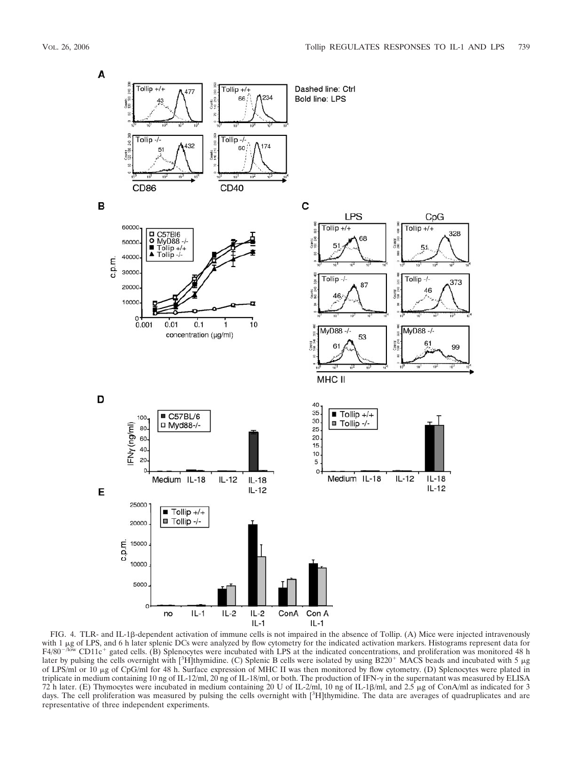FIG. 4. TLR- and IL-1β-dependent activation of immune cells is not impaired in the absence of Tollip. (A) Mice were injected intravenously with 1 μg of LPS, and 6 h later splenic DCs were analyzed by flow cytometry for the indicated activation markers. Histograms represent data for F4/80$^{-/low}$ CD11c$^{+}$ gated cells. (B) Splenocytes were incubated with LPS at the indicated concentrations, and proliferation was monitored 48 h later by pulsing the cells overnight with [$^{3}$H]thymidine. (C) Splenic B cells were isolated by using B220$^{+}$ MACS beads and incubated with 5 μg of LPS/ml or 10 μg of CpG/ml for 48 h. Surface expression of MHC II was then monitored by flow cytometry. (D) Splenocytes were plated in triplicate in medium containing 10 ng of IL-12/ml, 20 ng of IL-18/ml, or both. The production of IFN-γ in the supernatant was measured by ELISA 72 h later. (E) Thymocytes were incubated in medium containing 20 U of IL-2/ml, 10 ng of IL-1β/ml, and 2.5 μg of ConA/ml as indicated for 3 days. The cell proliferation was measured by pulsing the cells overnight with [$^{3}$H]thymidine. The data are averages of quadruplicates and are representative of three independent experiments.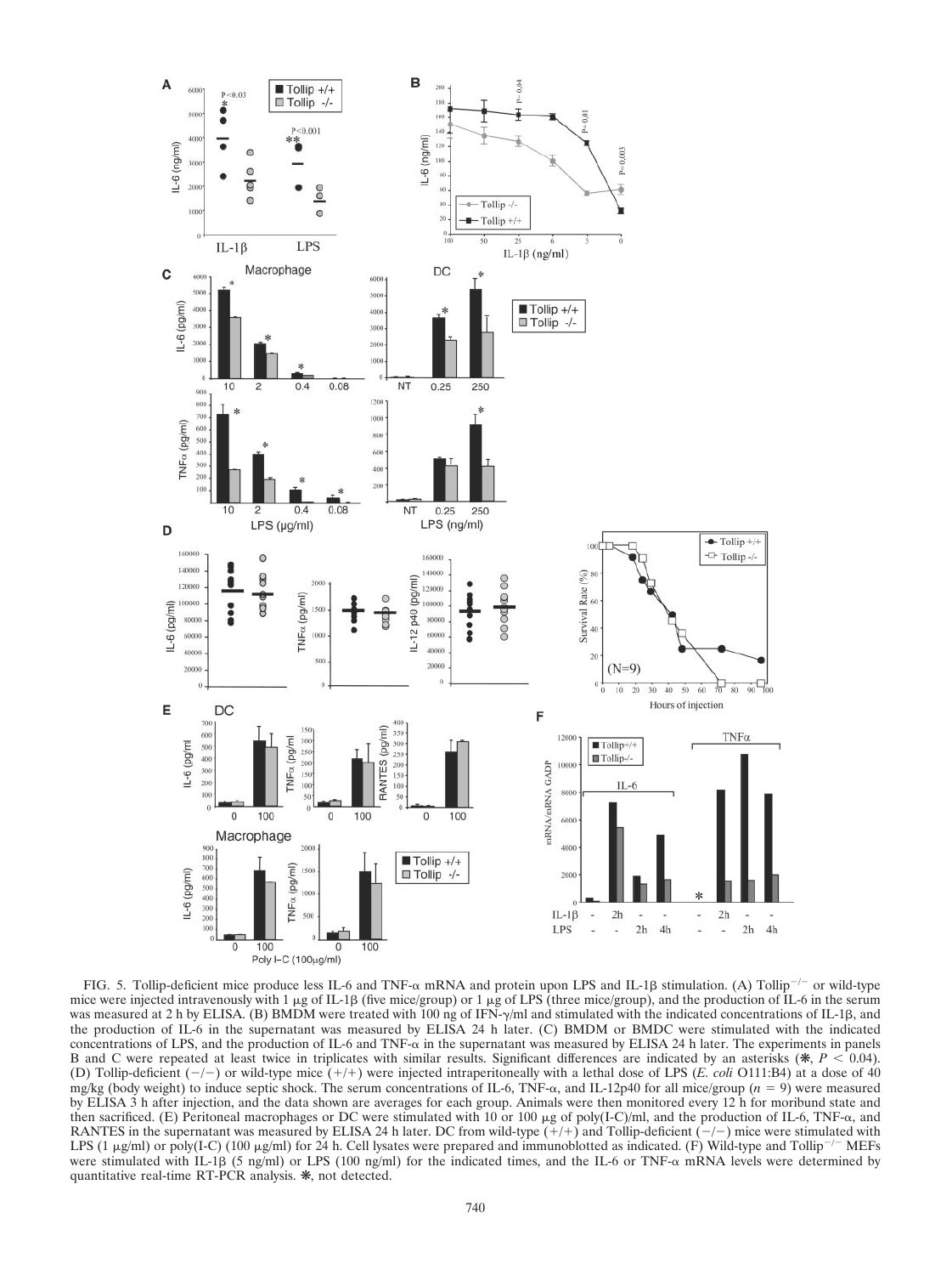FIG. 5. Tollip-deficient mice produce less IL-6 and TNF-α mRNA and protein upon LPS and IL-1β stimulation. (A) Tollip$^{-/-}$ or wild-type mice were injected intravenously with 1 μg of IL-1β (five mice/group) or 1 μg of LPS (three mice/group), and the production of IL-6 in the serum was measured at 2 h by ELISA. (B) BMDM were treated with 100 ng of IFN-γ/ml and stimulated with the indicated concentrations of IL-1β, and the production of IL-6 in the supernatant was measured by ELISA 24 h later. (C) BMDM or BMDC were stimulated with the indicated concentrations of LPS, and the production of IL-6 and TNF-α in the supernatant was measured by ELISA 24 h later. The experiments in panels B and C were repeated at least twice in triplicates with similar results. Significant differences are indicated by an asterisks (✱, $P < 0.04$). (D) Tollip-deficient (−/−) or wild-type mice (+/+) were injected intraperitoneally with a lethal dose of LPS (*E. coli* O111:B4) at a dose of 40 mg/kg (body weight) to induce septic shock. The serum concentrations of IL-6, TNF-α, and IL-12p40 for all mice/group ($n = 9$) were measured by ELISA 3 h after injection, and the data shown are averages for each group. Animals were then monitored every 12 h for moribund state and then sacrificed. (E) Peritoneal macrophages or DC were stimulated with 10 or 100 μg of poly(I-C)/ml, and the production of IL-6, TNF-α, and RANTES in the supernatant was measured by ELISA 24 h later. DC from wild-type (+/+) and Tollip-deficient (−/−) mice were stimulated with LPS (1 μg/ml) or poly(I-C) (100 μg/ml) for 24 h. Cell lysates were prepared and immunoblotted as indicated. (F) Wild-type and Tollip$^{-/-}$ MEFs were stimulated with IL-1β (5 ng/ml) or LPS (100 ng/ml) for the indicated times, and the IL-6 or TNF-α mRNA levels were determined by quantitative real-time RT-PCR analysis. ✱, not detected.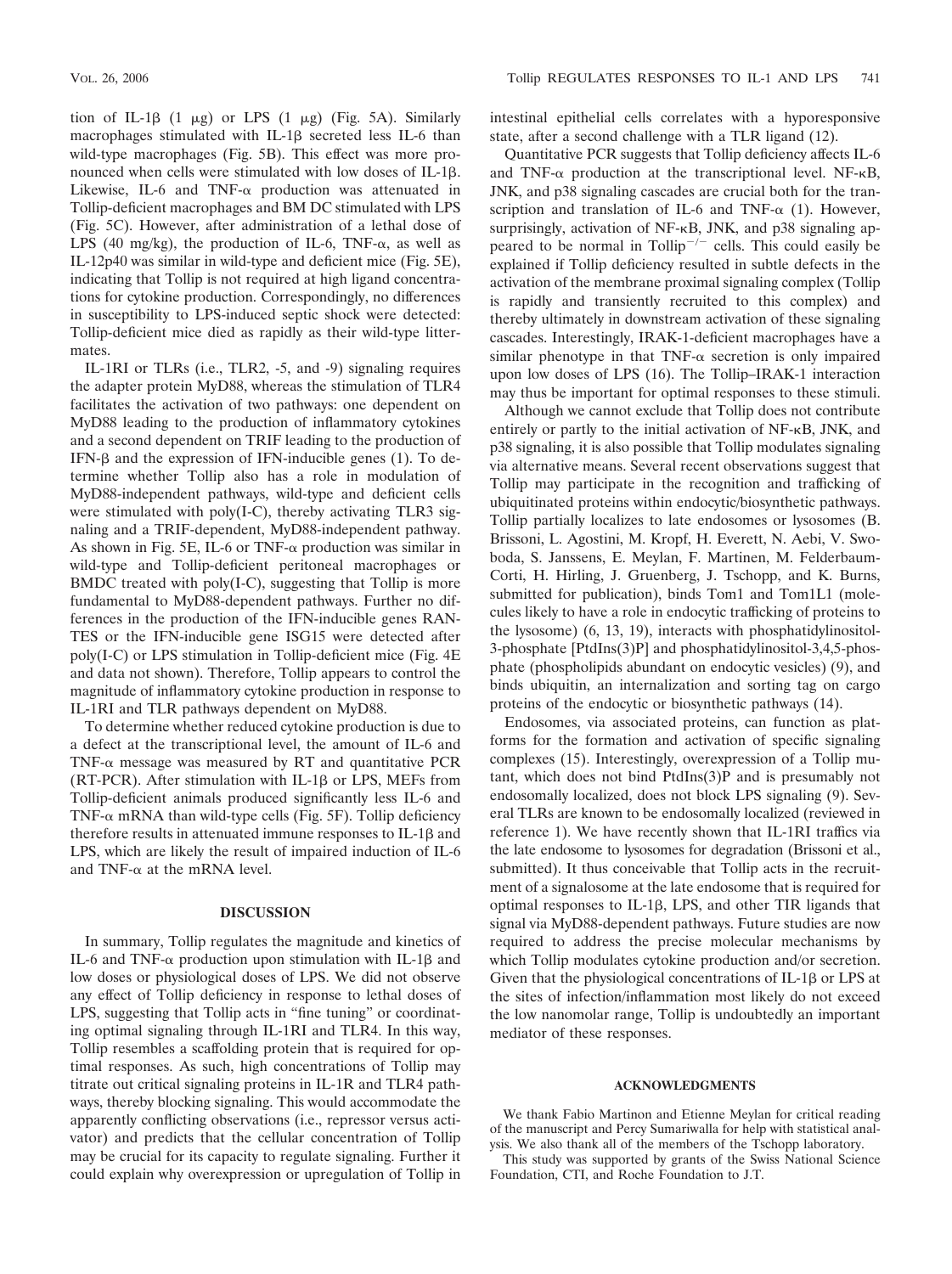tion of IL-1β (1 μg) or LPS (1 μg) (Fig. 5A). Similarly macrophages stimulated with IL-1β secreted less IL-6 than wild-type macrophages (Fig. 5B). This effect was more pronounced when cells were stimulated with low doses of IL-1β. Likewise, IL-6 and TNF-α production was attenuated in Tollip-deficient macrophages and BM DC stimulated with LPS (Fig. 5C). However, after administration of a lethal dose of LPS (40 mg/kg), the production of IL-6, TNF-α, as well as IL-12p40 was similar in wild-type and deficient mice (Fig. 5E), indicating that Tollip is not required at high ligand concentrations for cytokine production. Correspondingly, no differences in susceptibility to LPS-induced septic shock were detected: Tollip-deficient mice died as rapidly as their wild-type littermates.

IL-1RI or TLRs (i.e., TLR2, -5, and -9) signaling requires the adapter protein MyD88, whereas the stimulation of TLR4 facilitates the activation of two pathways: one dependent on MyD88 leading to the production of inflammatory cytokines and a second dependent on TRIF leading to the production of IFN-β and the expression of IFN-inducible genes (1). To determine whether Tollip also has a role in modulation of MyD88-independent pathways, wild-type and deficient cells were stimulated with poly(I-C), thereby activating TLR3 signaling and a TRIF-dependent, MyD88-independent pathway. As shown in Fig. 5E, IL-6 or TNF-α production was similar in wild-type and Tollip-deficient peritoneal macrophages or BMDC treated with poly(I-C), suggesting that Tollip is more fundamental to MyD88-dependent pathways. Further no differences in the production of the IFN-inducible genes RANTES or the IFN-inducible gene ISG15 were detected after poly(I-C) or LPS stimulation in Tollip-deficient mice (Fig. 4E and data not shown). Therefore, Tollip appears to control the magnitude of inflammatory cytokine production in response to IL-1RI and TLR pathways dependent on MyD88.

To determine whether reduced cytokine production is due to a defect at the transcriptional level, the amount of IL-6 and TNF-α message was measured by RT and quantitative PCR (RT-PCR). After stimulation with IL-1β or LPS, MEFs from Tollip-deficient animals produced significantly less IL-6 and TNF-α mRNA than wild-type cells (Fig. 5F). Tollip deficiency therefore results in attenuated immune responses to IL-1β and LPS, which are likely the result of impaired induction of IL-6 and TNF-α at the mRNA level.

## DISCUSSION

In summary, Tollip regulates the magnitude and kinetics of IL-6 and TNF-α production upon stimulation with IL-1β and low doses or physiological doses of LPS. We did not observe any effect of Tollip deficiency in response to lethal doses of LPS, suggesting that Tollip acts in "fine tuning" or coordinating optimal signaling through IL-1RI and TLR4. In this way, Tollip resembles a scaffolding protein that is required for optimal responses. As such, high concentrations of Tollip may titrate out critical signaling proteins in IL-1R and TLR4 pathways, thereby blocking signaling. This would accommodate the apparently conflicting observations (i.e., repressor versus activator) and predicts that the cellular concentration of Tollip may be crucial for its capacity to regulate signaling. Further it could explain why overexpression or upregulation of Tollip in intestinal epithelial cells correlates with a hyporesponsive state, after a second challenge with a TLR ligand (12).

Quantitative PCR suggests that Tollip deficiency affects IL-6 and TNF-α production at the transcriptional level. NF-κB, JNK, and p38 signaling cascades are crucial both for the transcription and translation of IL-6 and TNF-α (1). However, surprisingly, activation of NF-κB, JNK, and p38 signaling appeared to be normal in Tollip$^{-/-}$ cells. This could easily be explained if Tollip deficiency resulted in subtle defects in the activation of the membrane proximal signaling complex (Tollip is rapidly and transiently recruited to this complex) and thereby ultimately in downstream activation of these signaling cascades. Interestingly, IRAK-1-deficient macrophages have a similar phenotype in that TNF-α secretion is only impaired upon low doses of LPS (16). The Tollip–IRAK-1 interaction may thus be important for optimal responses to these stimuli.

Although we cannot exclude that Tollip does not contribute entirely or partly to the initial activation of NF-κB, JNK, and p38 signaling, it is also possible that Tollip modulates signaling via alternative means. Several recent observations suggest that Tollip may participate in the recognition and trafficking of ubiquitinated proteins within endocytic/biosynthetic pathways. Tollip partially localizes to late endosomes or lysosomes (B. Brissoni, L. Agostini, M. Kropf, H. Everett, N. Aebi, V. Swoboda, S. Janssens, E. Meylan, F. Martinen, M. Felderbaum-Corti, H. Hirling, J. Gruenberg, J. Tschopp, and K. Burns, submitted for publication), binds Tom1 and Tom1L1 (molecules likely to have a role in endocytic trafficking of proteins to the lysosome) (6, 13, 19), interacts with phosphatidylinositol-3-phosphate [PtdIns(3)P] and phosphatidylinositol-3,4,5-phosphate (phospholipids abundant on endocytic vesicles) (9), and binds ubiquitin, an internalization and sorting tag on cargo proteins of the endocytic or biosynthetic pathways (14).

Endosomes, via associated proteins, can function as platforms for the formation and activation of specific signaling complexes (15). Interestingly, overexpression of a Tollip mutant, which does not bind PtdIns(3)P and is presumably not endosomally localized, does not block LPS signaling (9). Several TLRs are known to be endosomally localized (reviewed in reference 1). We have recently shown that IL-1RI traffics via the late endosome to lysosomes for degradation (Brissoni et al., submitted). It thus conceivable that Tollip acts in the recruitment of a signalosome at the late endosome that is required for optimal responses to IL-1β, LPS, and other TIR ligands that signal via MyD88-dependent pathways. Future studies are now required to address the precise molecular mechanisms by which Tollip modulates cytokine production and/or secretion. Given that the physiological concentrations of IL-1β or LPS at the sites of infection/inflammation most likely do not exceed the low nanomolar range, Tollip is undoubtedly an important mediator of these responses.

## ACKNOWLEDGMENTS

We thank Fabio Martinon and Etienne Meylan for critical reading of the manuscript and Percy Sumariwalla for help with statistical analysis. We also thank all of the members of the Tschopp laboratory.

This study was supported by grants of the Swiss National Science Foundation, CTI, and Roche Foundation to J.T.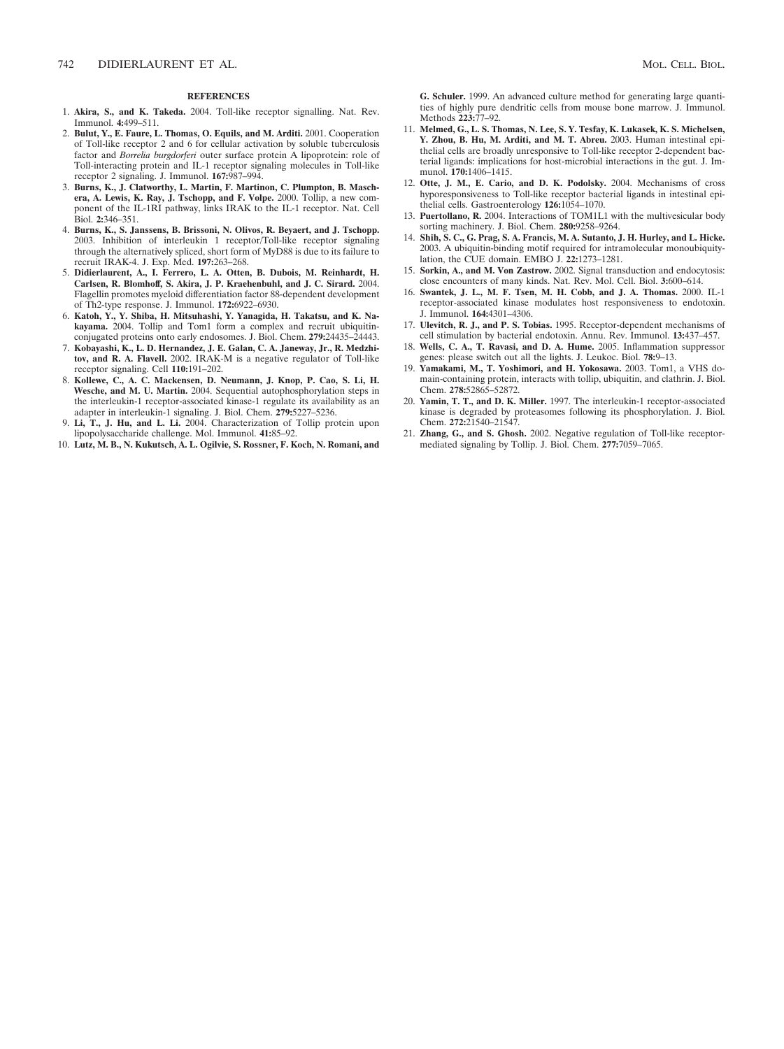## REFERENCES

1. **Akira, S., and K. Takeda.** 2004. Toll-like receptor signalling. Nat. Rev. Immunol. **4:**499–511.
2. **Bulut, Y., E. Faure, L. Thomas, O. Equils, and M. Arditi.** 2001. Cooperation of Toll-like receptor 2 and 6 for cellular activation by soluble tuberculosis factor and *Borrelia burgdorferi* outer surface protein A lipoprotein: role of Toll-interacting protein and IL-1 receptor signaling molecules in Toll-like receptor 2 signaling. J. Immunol. **167:**987–994.
3. **Burns, K., J. Clatworthy, L. Martin, F. Martinon, C. Plumpton, B. Maschera, A. Lewis, K. Ray, J. Tschopp, and F. Volpe.** 2000. Tollip, a new component of the IL-1RI pathway, links IRAK to the IL-1 receptor. Nat. Cell Biol. **2:**346–351.
4. **Burns, K., S. Janssens, B. Brissoni, N. Olivos, R. Beyaert, and J. Tschopp.** 2003. Inhibition of interleukin 1 receptor/Toll-like receptor signaling through the alternatively spliced, short form of MyD88 is due to its failure to recruit IRAK-4. J. Exp. Med. **197:**263–268.
5. **Didierlaurent, A., I. Ferrero, L. A. Otten, B. Dubois, M. Reinhardt, H. Carlsen, R. Blomhoff, S. Akira, J. P. Kraehenbuhl, and J. C. Sirard.** 2004. Flagellin promotes myeloid differentiation factor 88-dependent development of Th2-type response. J. Immunol. **172:**6922–6930.
6. **Katoh, Y., Y. Shiba, H. Mitsuhashi, Y. Yanagida, H. Takatsu, and K. Nakayama.** 2004. Tollip and Tom1 form a complex and recruit ubiquitin-conjugated proteins onto early endosomes. J. Biol. Chem. **279:**24435–24443.
7. **Kobayashi, K., L. D. Hernandez, J. E. Galan, C. A. Janeway, Jr., R. Medzhitov, and R. A. Flavell.** 2002. IRAK-M is a negative regulator of Toll-like receptor signaling. Cell **110:**191–202.
8. **Kollewe, C., A. C. Mackensen, D. Neumann, J. Knop, P. Cao, S. Li, H. Wesche, and M. U. Martin.** 2004. Sequential autophosphorylation steps in the interleukin-1 receptor-associated kinase-1 regulate its availability as an adapter in interleukin-1 signaling. J. Biol. Chem. **279:**5227–5236.
9. **Li, T., J. Hu, and L. Li.** 2004. Characterization of Tollip protein upon lipopolysaccharide challenge. Mol. Immunol. **41:**85–92.
10. **Lutz, M. B., N. Kukutsch, A. L. Ogilvie, S. Rossner, F. Koch, N. Romani, and G. Schuler.** 1999. An advanced culture method for generating large quantities of highly pure dendritic cells from mouse bone marrow. J. Immunol. Methods **223:**77–92.
11. **Melmed, G., L. S. Thomas, N. Lee, S. Y. Tesfay, K. Lukasek, K. S. Michelsen, Y. Zhou, B. Hu, M. Arditi, and M. T. Abreu.** 2003. Human intestinal epithelial cells are broadly unresponsive to Toll-like receptor 2-dependent bacterial ligands: implications for host-microbial interactions in the gut. J. Immunol. **170:**1406–1415.
12. **Otte, J. M., E. Cario, and D. K. Podolsky.** 2004. Mechanisms of cross hyporesponsiveness to Toll-like receptor bacterial ligands in intestinal epithelial cells. Gastroenterology **126:**1054–1070.
13. **Puertollano, R.** 2004. Interactions of TOM1L1 with the multivesicular body sorting machinery. J. Biol. Chem. **280:**9258–9264.
14. **Shih, S. C., G. Prag, S. A. Francis, M. A. Sutanto, J. H. Hurley, and L. Hicke.** 2003. A ubiquitin-binding motif required for intramolecular monoubiquitylation, the CUE domain. EMBO J. **22:**1273–1281.
15. **Sorkin, A., and M. Von Zastrow.** 2002. Signal transduction and endocytosis: close encounters of many kinds. Nat. Rev. Mol. Cell. Biol. **3:**600–614.
16. **Swantek, J. L., M. F. Tsen, M. H. Cobb, and J. A. Thomas.** 2000. IL-1 receptor-associated kinase modulates host responsiveness to endotoxin. J. Immunol. **164:**4301–4306.
17. **Ulevitch, R. J., and P. S. Tobias.** 1995. Receptor-dependent mechanisms of cell stimulation by bacterial endotoxin. Annu. Rev. Immunol. **13:**437–457.
18. **Wells, C. A., T. Ravasi, and D. A. Hume.** 2005. Inflammation suppressor genes: please switch out all the lights. J. Leukoc. Biol. **78:**9–13.
19. **Yamakami, M., T. Yoshimori, and H. Yokosawa.** 2003. Tom1, a VHS domain-containing protein, interacts with tollip, ubiquitin, and clathrin. J. Biol. Chem. **278:**52865–52872.
20. **Yamin, T. T., and D. K. Miller.** 1997. The interleukin-1 receptor-associated kinase is degraded by proteasomes following its phosphorylation. J. Biol. Chem. **272:**21540–21547.
21. **Zhang, G., and S. Ghosh.** 2002. Negative regulation of Toll-like receptor-mediated signaling by Tollip. J. Biol. Chem. **277:**7059–7065.